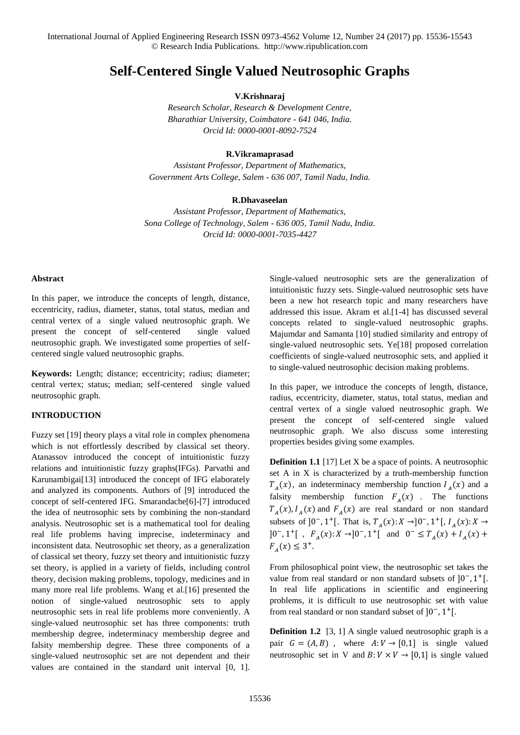# Self-Centered Single Valued Neutrosophic Graphs

**V.Krishnaraj**

*Research Scholar, Research & Development Centre,*
*Bharathiar University, Coimbatore - 641 046, India.*
*Orcid Id: 0000-0001-8092-7524*

**R.Vikramaprasad**

*Assistant Professor, Department of Mathematics,*
*Government Arts College, Salem - 636 007, Tamil Nadu, India.*

**R.Dhavaseelan**

*Assistant Professor, Department of Mathematics,*
*Sona College of Technology, Salem - 636 005, Tamil Nadu, India.*
*Orcid Id: 0000-0001-7035-4427*

**Abstract**

In this paper, we introduce the concepts of length, distance, eccentricity, radius, diameter, status, total status, median and central vertex of a single valued neutrosophic graph. We present the concept of self-centered single valued neutrosophic graph. We investigated some properties of self-centered single valued neutrosophic graphs.

**Keywords:** Length; distance; eccentricity; radius; diameter; central vertex; status; median; self-centered single valued neutrosophic graph.

**INTRODUCTION**

Fuzzy set [19] theory plays a vital role in complex phenomena which is not effortlessly described by classical set theory. Atanassov introduced the concept of intuitionistic fuzzy relations and intuitionistic fuzzy graphs(IFGs). Parvathi and Karunambigai[13] introduced the concept of IFG elaborately and analyzed its components. Authors of [9] introduced the concept of self-centered IFG. Smarandache[6]-[7] introduced the idea of neutrosophic sets by combining the non-standard analysis. Neutrosophic set is a mathematical tool for dealing real life problems having imprecise, indeterminacy and inconsistent data. Neutrosophic set theory, as a generalization of classical set theory, fuzzy set theory and intuitionistic fuzzy set theory, is applied in a variety of fields, including control theory, decision making problems, topology, medicines and in many more real life problems. Wang et al.[16] presented the notion of single-valued neutrosophic sets to apply neutrosophic sets in real life problems more conveniently. A single-valued neutrosophic set has three components: truth membership degree, indeterminacy membership degree and falsity membership degree. These three components of a single-valued neutrosophic set are not dependent and their values are contained in the standard unit interval [0, 1]. Single-valued neutrosophic sets are the generalization of intuitionistic fuzzy sets. Single-valued neutrosophic sets have been a new hot research topic and many researchers have addressed this issue. Akram et al.[1-4] has discussed several concepts related to single-valued neutrosophic graphs. Majumdar and Samanta [10] studied similarity and entropy of single-valued neutrosophic sets. Ye[18] proposed correlation coefficients of single-valued neutrosophic sets, and applied it to single-valued neutrosophic decision making problems.

In this paper, we introduce the concepts of length, distance, radius, eccentricity, diameter, status, total status, median and central vertex of a single valued neutrosophic graph. We present the concept of self-centered single valued neutrosophic graph. We also discuss some interesting properties besides giving some examples.

**Definition 1.1** [17] Let X be a space of points. A neutrosophic set A in X is characterized by a truth-membership function $T_A(x)$, an indeterminacy membership function $I_A(x)$ and a falsity membership function $F_A(x)$. The functions $T_A(x), I_A(x)$ and $F_A(x)$ are real standard or non standard subsets of $]0^-, 1^+[$. That is, $T_A(x): X \to ]0^-, 1^+[$, $I_A(x): X \to ]0^-, 1^+[$, $F_A(x): X \to ]0^-, 1^+[$ and $0^- \leq T_A(x) + I_A(x) + F_A(x) \leq 3^+$.

From philosophical point view, the neutrosophic set takes the value from real standard or non standard subsets of $]0^-, 1^+[$. In real life applications in scientific and engineering problems, it is difficult to use neutrosophic set with value from real standard or non standard subset of $]0^-, 1^+[$.

**Definition 1.2** [3, 1] A single valued neutrosophic graph is a pair $G = (A, B)$, where $A: V \to [0,1]$ is single valued neutrosophic set in V and $B: V \times V \to [0,1]$ is single valued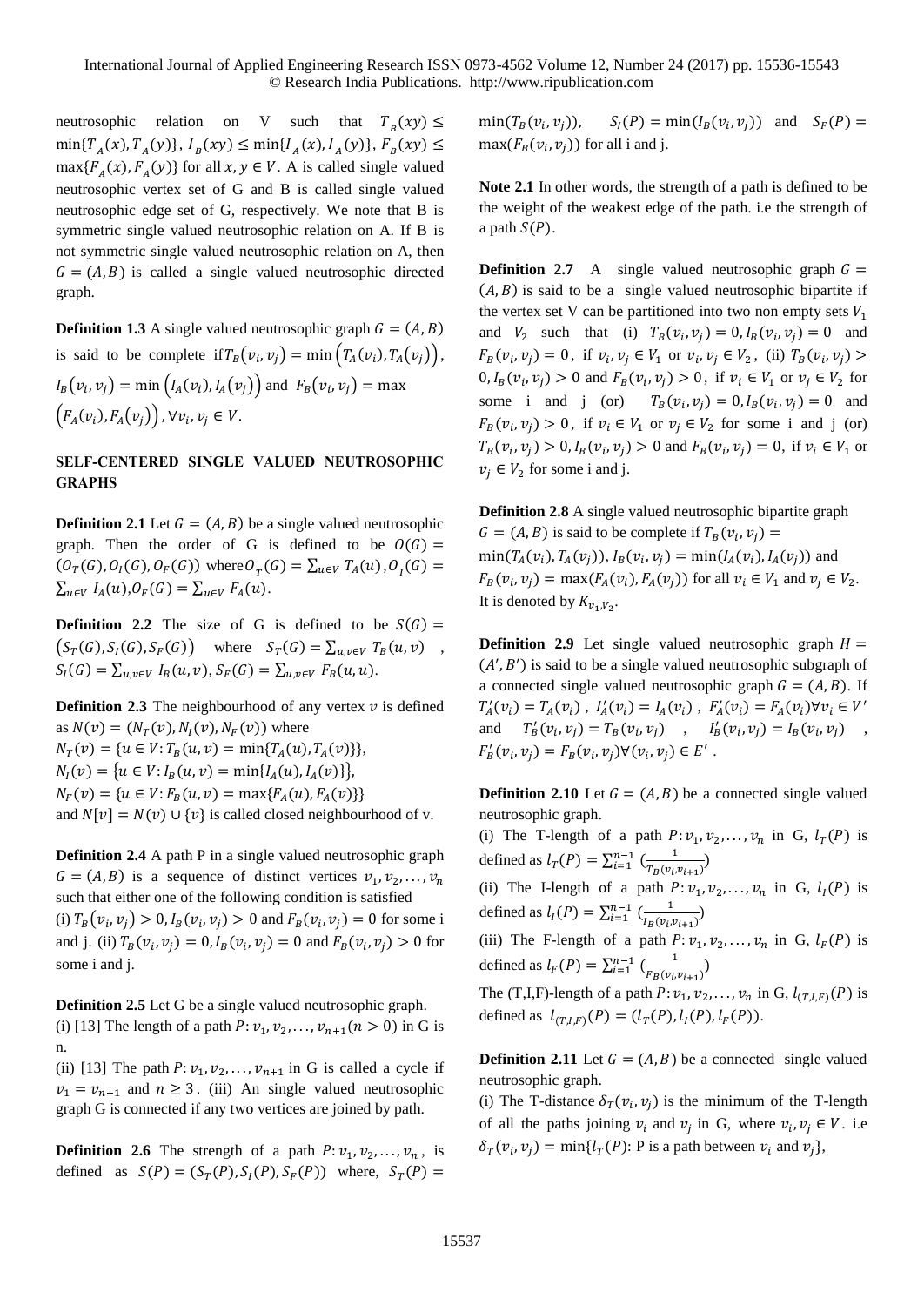neutrosophic relation on V such that $T_B(xy) \leq \min\{T_A(x), T_A(y)\}$, $I_B(xy) \leq \min\{I_A(x), I_A(y)\}$, $F_B(xy) \leq \max\{F_A(x), F_A(y)\}$ for all $x, y \in V$. A is called single valued neutrosophic vertex set of G and B is called single valued neutrosophic edge set of G, respectively. We note that B is symmetric single valued neutrosophic relation on A. If B is not symmetric single valued neutrosophic relation on A, then $G = (A, B)$ is called a single valued neutrosophic directed graph.

**Definition 1.3** A single valued neutrosophic graph $G = (A, B)$ is said to be complete if $T_B(v_i, v_j) = \min\left(T_A(v_i), T_A(v_j)\right)$, $I_B(v_i, v_j) = \min\left(I_A(v_i), I_A(v_j)\right)$ and $F_B(v_i, v_j) = \max\left(F_A(v_i), F_A(v_j)\right), \forall v_i, v_j \in V$.

## SELF-CENTERED SINGLE VALUED NEUTROSOPHIC GRAPHS

**Definition 2.1** Let $G = (A, B)$ be a single valued neutrosophic graph. Then the order of G is defined to be $O(G) = (O_T(G), O_I(G), O_F(G))$ where $O_T(G) = \sum_{u \in V} T_A(u)$, $O_I(G) = \sum_{u \in V} I_A(u)$, $O_F(G) = \sum_{u \in V} F_A(u)$.

**Definition 2.2** The size of G is defined to be $S(G) = (S_T(G), S_I(G), S_F(G))$ where $S_T(G) = \sum_{u,v \in V} T_B(u, v)$, $S_I(G) = \sum_{u,v \in V} I_B(u, v)$, $S_F(G) = \sum_{u,v \in V} F_B(u, u)$.

**Definition 2.3** The neighbourhood of any vertex $v$ is defined as $N(v) = (N_T(v), N_I(v), N_F(v))$ where
$N_T(v) = \{u \in V: T_B(u, v) = \min\{T_A(u), T_A(v)\}\}$,
$N_I(v) = \{u \in V: I_B(u, v) = \min\{I_A(u), I_A(v)\}\}$,
$N_F(v) = \{u \in V: F_B(u, v) = \max\{F_A(u), F_A(v)\}\}$
and $N[v] = N(v) \cup \{v\}$ is called closed neighbourhood of v.

**Definition 2.4** A path P in a single valued neutrosophic graph $G = (A, B)$ is a sequence of distinct vertices $v_1, v_2, \ldots, v_n$ such that either one of the following condition is satisfied (i) $T_B(v_i, v_j) > 0, I_B(v_i, v_j) > 0$ and $F_B(v_i, v_j) = 0$ for some i and j. (ii) $T_B(v_i, v_j) = 0, I_B(v_i, v_j) = 0$ and $F_B(v_i, v_j) > 0$ for some i and j.

**Definition 2.5** Let G be a single valued neutrosophic graph.
(i) [13] The length of a path $P: v_1, v_2, \ldots, v_{n+1} (n > 0)$ in G is n.
(ii) [13] The path $P: v_1, v_2, \ldots, v_{n+1}$ in G is called a cycle if $v_1 = v_{n+1}$ and $n \geq 3$. (iii) An single valued neutrosophic graph G is connected if any two vertices are joined by path.

**Definition 2.6** The strength of a path $P: v_1, v_2, \ldots, v_n$, is defined as $S(P) = (S_T(P), S_I(P), S_F(P))$ where, $S_T(P) = \min(T_B(v_i, v_j))$, $S_I(P) = \min(I_B(v_i, v_j))$ and $S_F(P) = \max(F_B(v_i, v_j))$ for all i and j.

**Note 2.1** In other words, the strength of a path is defined to be the weight of the weakest edge of the path. i.e the strength of a path $S(P)$.

**Definition 2.7** A single valued neutrosophic graph $G = (A, B)$ is said to be a single valued neutrosophic bipartite if the vertex set V can be partitioned into two non empty sets $V_1$ and $V_2$ such that (i) $T_B(v_i, v_j) = 0, I_B(v_i, v_j) = 0$ and $F_B(v_i, v_j) = 0$, if $v_i, v_j \in V_1$ or $v_i, v_j \in V_2$, (ii) $T_B(v_i, v_j) > 0, I_B(v_i, v_j) > 0$ and $F_B(v_i, v_j) > 0$, if $v_i \in V_1$ or $v_j \in V_2$ for some i and j (or) $T_B(v_i, v_j) = 0, I_B(v_i, v_j) = 0$ and $F_B(v_i, v_j) > 0$, if $v_i \in V_1$ or $v_j \in V_2$ for some i and j (or) $T_B(v_i, v_j) > 0, I_B(v_i, v_j) > 0$ and $F_B(v_i, v_j) = 0$, if $v_i \in V_1$ or $v_j \in V_2$ for some i and j.

**Definition 2.8** A single valued neutrosophic bipartite graph $G = (A, B)$ is said to be complete if $T_B(v_i, v_j) = \min(T_A(v_i), T_A(v_j))$, $I_B(v_i, v_j) = \min(I_A(v_i), I_A(v_j))$ and $F_B(v_i, v_j) = \max(F_A(v_i), F_A(v_j))$ for all $v_i \in V_1$ and $v_j \in V_2$. It is denoted by $K_{v_1, v_2}$.

**Definition 2.9** Let single valued neutrosophic graph $H = (A', B')$ is said to be a single valued neutrosophic subgraph of a connected single valued neutrosophic graph $G = (A, B)$. If $T'_A(v_i) = T_A(v_i)$, $I'_A(v_i) = I_A(v_i)$, $F'_A(v_i) = F_A(v_i) \forall v_i \in V'$ and $T'_B(v_i, v_j) = T_B(v_i, v_j)$, $I'_B(v_i, v_j) = I_B(v_i, v_j)$, $F'_B(v_i, v_j) = F_B(v_i, v_j) \forall (v_i, v_j) \in E'$.

**Definition 2.10** Let $G = (A, B)$ be a connected single valued neutrosophic graph.
(i) The T-length of a path $P: v_1, v_2, \ldots, v_n$ in G, $l_T(P)$ is defined as $l_T(P) = \sum_{i=1}^{n-1} \left(\frac{1}{T_B(v_i v_{i+1})}\right)$
(ii) The I-length of a path $P: v_1, v_2, \ldots, v_n$ in G, $l_I(P)$ is defined as $l_I(P) = \sum_{i=1}^{n-1} \left(\frac{1}{I_B(v_i v_{i+1})}\right)$
(iii) The F-length of a path $P: v_1, v_2, \ldots, v_n$ in G, $l_F(P)$ is defined as $l_F(P) = \sum_{i=1}^{n-1} \left(\frac{1}{F_B(v_i v_{i+1})}\right)$
The (T,I,F)-length of a path $P: v_1, v_2, \ldots, v_n$ in G, $l_{(T,I,F)}(P)$ is defined as $l_{(T,I,F)}(P) = (l_T(P), l_I(P), l_F(P))$.

**Definition 2.11** Let $G = (A, B)$ be a connected single valued neutrosophic graph.
(i) The T-distance $\delta_T(v_i, v_j)$ is the minimum of the T-length of all the paths joining $v_i$ and $v_j$ in G, where $v_i, v_j \in V$. i.e $\delta_T(v_i, v_j) = \min\{l_T(P)$: P is a path between $v_i$ and $v_j\}$,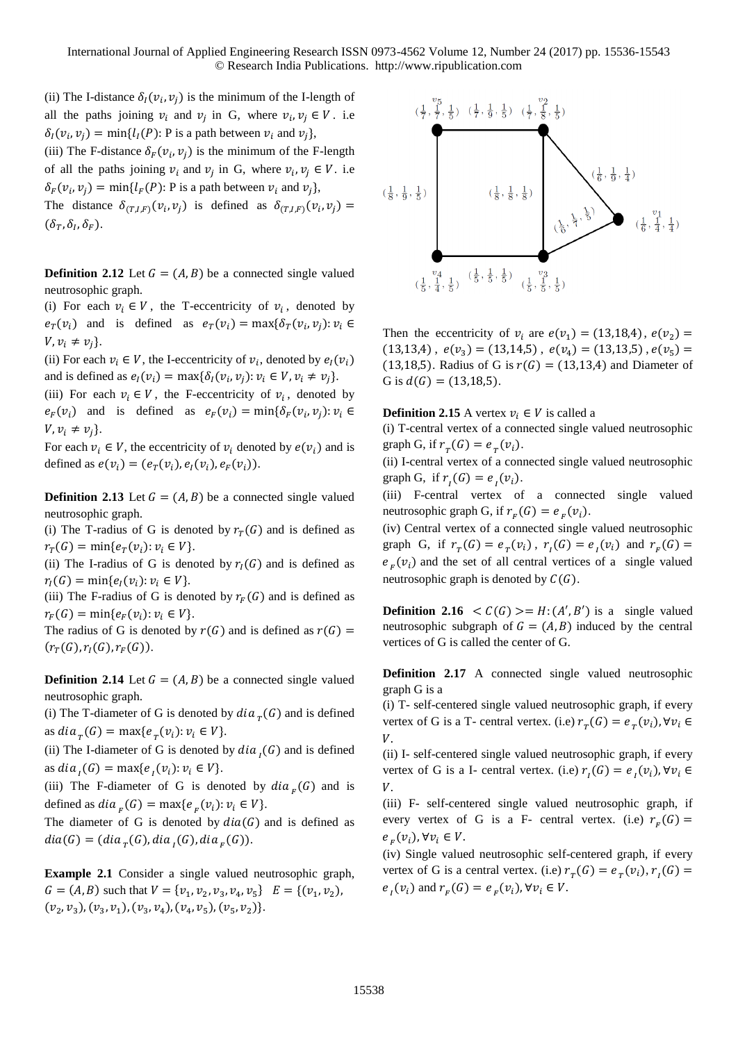(ii) The I-distance $\delta_I(v_i, v_j)$ is the minimum of the I-length of all the paths joining $v_i$ and $v_j$ in G, where $v_i, v_j \in V$. i.e $\delta_I(v_i, v_j) = \min\{l_I(P)$: P is a path between $v_i$ and $v_j\}$,

(iii) The F-distance $\delta_F(v_i, v_j)$ is the minimum of the F-length of all the paths joining $v_i$ and $v_j$ in G, where $v_i, v_j \in V$. i.e $\delta_F(v_i, v_j) = \min\{l_F(P)$: P is a path between $v_i$ and $v_j\}$,

The distance $\delta_{(T,I,F)}(v_i, v_j)$ is defined as $\delta_{(T,I,F)}(v_i, v_j) = (\delta_T, \delta_I, \delta_F)$.

**Definition 2.12** Let $G = (A, B)$ be a connected single valued neutrosophic graph.

(i) For each $v_i \in V$, the T-eccentricity of $v_i$, denoted by $e_T(v_i)$ and is defined as $e_T(v_i) = \max\{\delta_T(v_i, v_j): v_i \in V, v_i \neq v_j\}$.

(ii) For each $v_i \in V$, the I-eccentricity of $v_i$, denoted by $e_I(v_i)$ and is defined as $e_I(v_i) = \max\{\delta_I(v_i, v_j): v_i \in V, v_i \neq v_j\}$.

(iii) For each $v_i \in V$, the F-eccentricity of $v_i$, denoted by $e_F(v_i)$ and is defined as $e_F(v_i) = \min\{\delta_F(v_i, v_j): v_i \in V, v_i \neq v_j\}$.

For each $v_i \in V$, the eccentricity of $v_i$ denoted by $e(v_i)$ and is defined as $e(v_i) = (e_T(v_i), e_I(v_i), e_F(v_i))$.

**Definition 2.13** Let $G = (A, B)$ be a connected single valued neutrosophic graph.

(i) The T-radius of G is denoted by $r_T(G)$ and is defined as $r_T(G) = \min\{e_T(v_i): v_i \in V\}$.

(ii) The I-radius of G is denoted by $r_I(G)$ and is defined as $r_I(G) = \min\{e_I(v_i): v_i \in V\}$.

(iii) The F-radius of G is denoted by $r_F(G)$ and is defined as $r_F(G) = \min\{e_F(v_i): v_i \in V\}$.

The radius of G is denoted by $r(G)$ and is defined as $r(G) = (r_T(G), r_I(G), r_F(G))$.

**Definition 2.14** Let $G = (A, B)$ be a connected single valued neutrosophic graph.

(i) The T-diameter of G is denoted by $dia_T(G)$ and is defined as $dia_T(G) = \max\{e_T(v_i): v_i \in V\}$.

(ii) The I-diameter of G is denoted by $dia_I(G)$ and is defined as $dia_I(G) = \max\{e_I(v_i): v_i \in V\}$.

(iii) The F-diameter of G is denoted by $dia_F(G)$ and is defined as $dia_F(G) = \max\{e_F(v_i): v_i \in V\}$.

The diameter of G is denoted by $dia(G)$ and is defined as $dia(G) = (dia_T(G), dia_I(G), dia_F(G))$.

**Example 2.1** Consider a single valued neutrosophic graph, $G = (A, B)$ such that $V = \{v_1, v_2, v_3, v_4, v_5\}$ $E = \{(v_1, v_2), (v_2, v_3), (v_3, v_1), (v_3, v_4), (v_4, v_5), (v_5, v_2)\}$.

Then the eccentricity of $v_i$ are $e(v_1) = (13,18,4)$, $e(v_2) = (13,13,4)$, $e(v_3) = (13,14,5)$, $e(v_4) = (13,13,5)$, $e(v_5) = (13,18,5)$. Radius of G is $r(G) = (13,13,4)$ and Diameter of G is $d(G) = (13,18,5)$.

**Definition 2.15** A vertex $v_i \in V$ is called a

(i) T-central vertex of a connected single valued neutrosophic graph G, if $r_T(G) = e_T(v_i)$.

(ii) I-central vertex of a connected single valued neutrosophic graph G, if $r_I(G) = e_I(v_i)$.

(iii) F-central vertex of a connected single valued neutrosophic graph G, if $r_F(G) = e_F(v_i)$.

(iv) Central vertex of a connected single valued neutrosophic graph G, if $r_T(G) = e_T(v_i)$, $r_I(G) = e_I(v_i)$ and $r_F(G) = e_F(v_i)$ and the set of all central vertices of a single valued neutrosophic graph is denoted by $C(G)$.

**Definition 2.16** $< C(G) >= H: (A', B')$ is a single valued neutrosophic subgraph of $G = (A, B)$ induced by the central vertices of G is called the center of G.

**Definition 2.17** A connected single valued neutrosophic graph G is a

(i) T- self-centered single valued neutrosophic graph, if every vertex of G is a T- central vertex. (i.e) $r_T(G) = e_T(v_i), \forall v_i \in V$.

(ii) I- self-centered single valued neutrosophic graph, if every vertex of G is a I- central vertex. (i.e) $r_I(G) = e_I(v_i), \forall v_i \in V$.

(iii) F- self-centered single valued neutrosophic graph, if every vertex of G is a F- central vertex. (i.e) $r_F(G) = e_F(v_i), \forall v_i \in V$.

(iv) Single valued neutrosophic self-centered graph, if every vertex of G is a central vertex. (i.e) $r_T(G) = e_T(v_i), r_I(G) = e_I(v_i)$ and $r_F(G) = e_F(v_i), \forall v_i \in V$.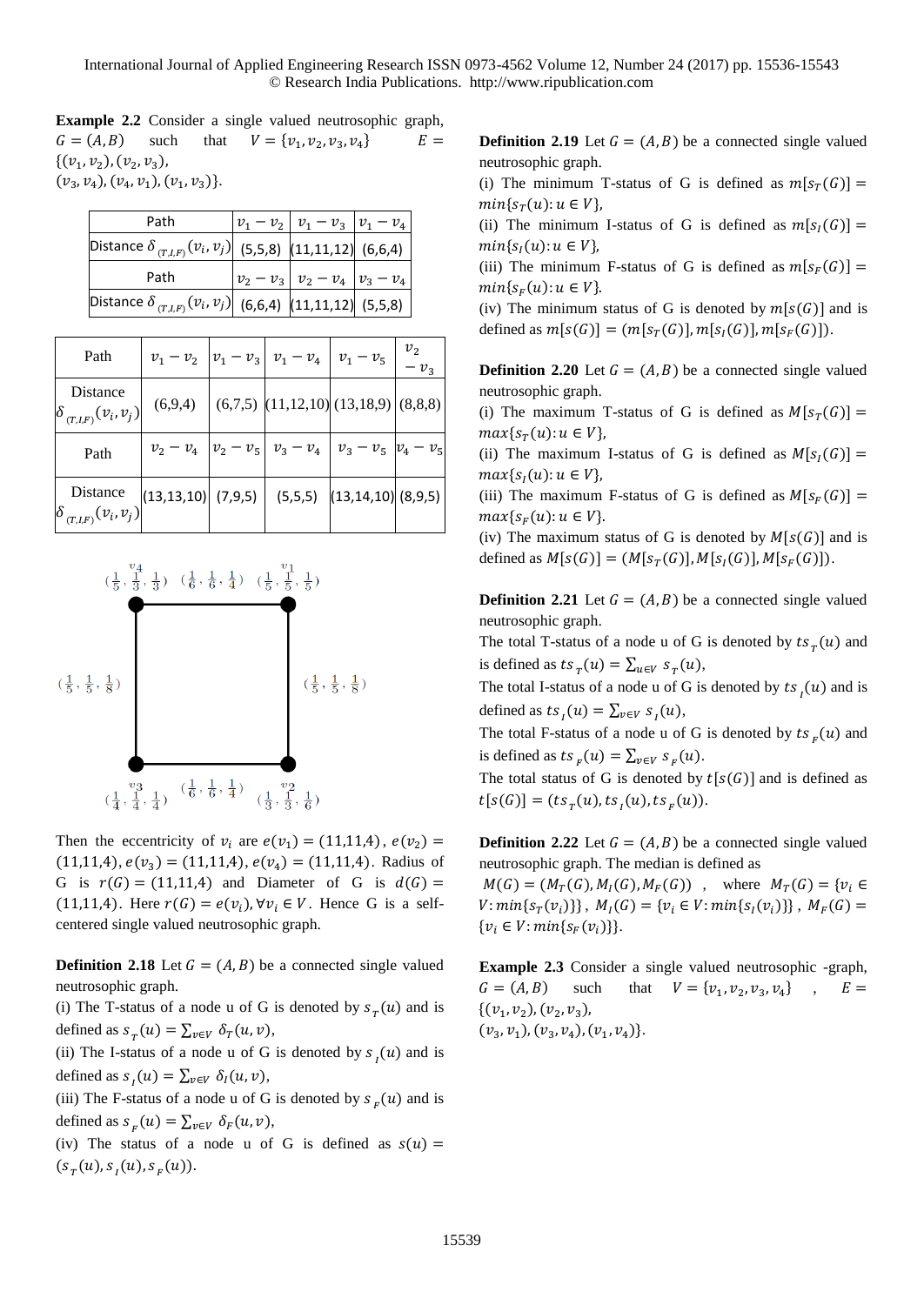**Example 2.2** Consider a single valued neutrosophic graph, $G = (A, B)$ such that $V = \{v_1, v_2, v_3, v_4\}$ $E = \{(v_1, v_2), (v_2, v_3), (v_3, v_4), (v_4, v_1), (v_1, v_3)\}$.

| Path | $v_1 - v_2$ | $v_1 - v_3$ | $v_1 - v_4$ |
|---|---|---|---|
| Distance $\delta_{(T,I,F)}(v_i, v_j)$ | (5,5,8) | (11,11,12) | (6,6,4) |
| Path | $v_2 - v_3$ | $v_2 - v_4$ | $v_3 - v_4$ |
| Distance $\delta_{(T,I,F)}(v_i, v_j)$ | (6,6,4) | (11,11,12) | (5,5,8) |

| Path | $v_1 - v_2$ | $v_1 - v_3$ | $v_1 - v_4$ | $v_1 - v_5$ | $v_2 - v_3$ |
|---|---|---|---|---|---|
| Distance $\delta_{(T,I,F)}(v_i, v_j)$ | (6,9,4) | (6,7,5) | (11,12,10) | (13,18,9) | (8,8,8) |
| Path | $v_2 - v_4$ | $v_2 - v_5$ | $v_3 - v_4$ | $v_3 - v_5$ | $v_4 - v_5$ |
| Distance $\delta_{(T,I,F)}(v_i, v_j)$ | (13,13,10) | (7,9,5) | (5,5,5) | (13,14,10) | (8,9,5) |

Then the eccentricity of $v_i$ are $e(v_1) = (11,11,4)$, $e(v_2) = (11,11,4)$, $e(v_3) = (11,11,4)$, $e(v_4) = (11,11,4)$. Radius of G is $r(G) = (11,11,4)$ and Diameter of G is $d(G) = (11,11,4)$. Here $r(G) = e(v_i), \forall v_i \in V$. Hence G is a self-centered single valued neutrosophic graph.

**Definition 2.18** Let $G = (A, B)$ be a connected single valued neutrosophic graph.

(i) The T-status of a node u of G is denoted by $s_T(u)$ and is defined as $s_T(u) = \sum_{v \in V} \delta_T(u, v)$,

(ii) The I-status of a node u of G is denoted by $s_I(u)$ and is defined as $s_I(u) = \sum_{v \in V} \delta_I(u, v)$,

(iii) The F-status of a node u of G is denoted by $s_F(u)$ and is defined as $s_F(u) = \sum_{v \in V} \delta_F(u, v)$,

(iv) The status of a node u of G is defined as $s(u) = (s_T(u), s_I(u), s_F(u))$.

**Definition 2.19** Let $G = (A, B)$ be a connected single valued neutrosophic graph.

(i) The minimum T-status of G is defined as $m[s_T(G)] = min\{s_T(u): u \in V\}$,

(ii) The minimum I-status of G is defined as $m[s_I(G)] = min\{s_I(u): u \in V\}$,

(iii) The minimum F-status of G is defined as $m[s_F(G)] = min\{s_F(u): u \in V\}$.

(iv) The minimum status of G is denoted by $m[s(G)]$ and is defined as $m[s(G)] = (m[s_T(G)], m[s_I(G)], m[s_F(G)])$.

**Definition 2.20** Let $G = (A, B)$ be a connected single valued neutrosophic graph.

(i) The maximum T-status of G is defined as $M[s_T(G)] = max\{s_T(u): u \in V\}$,

(ii) The maximum I-status of G is defined as $M[s_I(G)] = max\{s_I(u): u \in V\}$,

(iii) The maximum F-status of G is defined as $M[s_F(G)] = max\{s_F(u): u \in V\}$.

(iv) The maximum status of G is denoted by $M[s(G)]$ and is defined as $M[s(G)] = (M[s_T(G)], M[s_I(G)], M[s_F(G)])$.

**Definition 2.21** Let $G = (A, B)$ be a connected single valued neutrosophic graph.

The total T-status of a node u of G is denoted by $ts_T(u)$ and is defined as $ts_T(u) = \sum_{u \in V} s_T(u)$,

The total I-status of a node u of G is denoted by $ts_I(u)$ and is defined as $ts_I(u) = \sum_{v \in V} s_I(u)$,

The total F-status of a node u of G is denoted by $ts_F(u)$ and is defined as $ts_F(u) = \sum_{v \in V} s_F(u)$.

The total status of G is denoted by $t[s(G)]$ and is defined as $t[s(G)] = (ts_T(u), ts_I(u), ts_F(u))$.

**Definition 2.22** Let $G = (A, B)$ be a connected single valued neutrosophic graph. The median is defined as

$M(G) = (M_T(G), M_I(G), M_F(G))$, where $M_T(G) = \{v_i \in V: min\{s_T(v_i)\}\}$, $M_I(G) = \{v_i \in V: min\{s_I(v_i)\}\}$, $M_F(G) = \{v_i \in V: min\{s_F(v_i)\}\}$.

**Example 2.3** Consider a single valued neutrosophic -graph, $G = (A, B)$ such that $V = \{v_1, v_2, v_3, v_4\}$, $E = \{(v_1, v_2), (v_2, v_3), (v_3, v_1), (v_3, v_4), (v_1, v_4)\}$.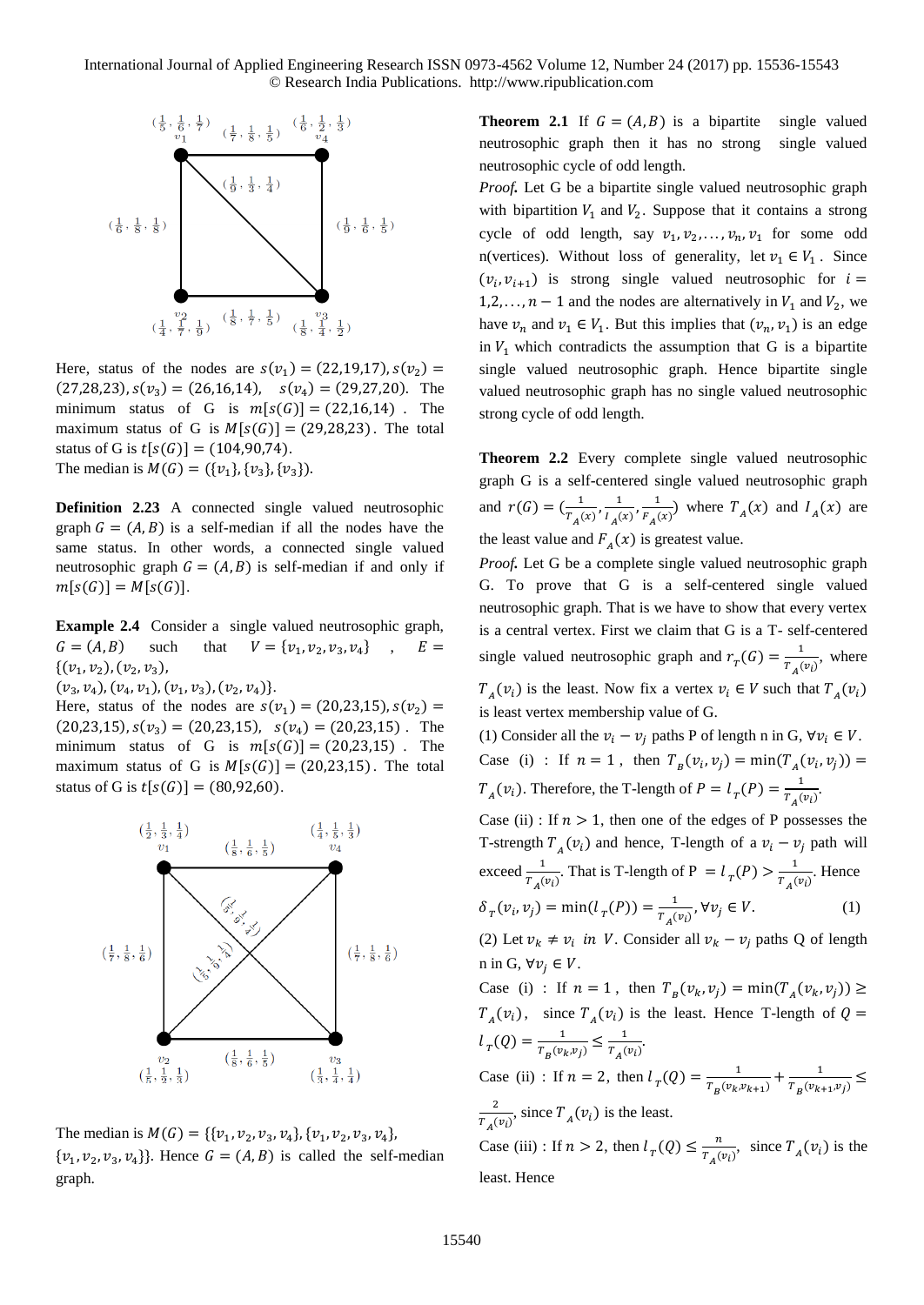Here, status of the nodes are $s(v_1) = (22,19,17), s(v_2) = (27,28,23), s(v_3) = (26,16,14)$, $s(v_4) = (29,27,20)$. The minimum status of G is $m[s(G)] = (22,16,14)$. The maximum status of G is $M[s(G)] = (29,28,23)$. The total status of G is $t[s(G)] = (104,90,74)$.

The median is $M(G) = (\{v_1\}, \{v_3\}, \{v_3\})$.

**Definition 2.23** A connected single valued neutrosophic graph $G = (A, B)$ is a self-median if all the nodes have the same status. In other words, a connected single valued neutrosophic graph $G = (A, B)$ is self-median if and only if $m[s(G)] = M[s(G)]$.

**Example 2.4** Consider a single valued neutrosophic graph, $G = (A, B)$ such that $V = \{v_1, v_2, v_3, v_4\}$, $E = \{(v_1, v_2), (v_2, v_3), (v_3, v_4), (v_4, v_1), (v_1, v_3), (v_2, v_4)\}$.

Here, status of the nodes are $s(v_1) = (20,23,15), s(v_2) = (20,23,15), s(v_3) = (20,23,15)$, $s(v_4) = (20,23,15)$. The minimum status of G is $m[s(G)] = (20,23,15)$. The maximum status of G is $M[s(G)] = (20,23,15)$. The total status of G is $t[s(G)] = (80,92,60)$.

The median is $M(G) = \{\{v_1, v_2, v_3, v_4\}, \{v_1, v_2, v_3, v_4\}, \{v_1, v_2, v_3, v_4\}\}$. Hence $G = (A, B)$ is called the self-median graph.

**Theorem 2.1** If $G = (A, B)$ is a bipartite single valued neutrosophic graph then it has no strong single valued neutrosophic cycle of odd length.

*Proof.* Let G be a bipartite single valued neutrosophic graph with bipartition $V_1$ and $V_2$. Suppose that it contains a strong cycle of odd length, say $v_1, v_2, \ldots, v_n, v_1$ for some odd n(vertices). Without loss of generality, let $v_1 \in V_1$. Since $(v_i, v_{i+1})$ is strong single valued neutrosophic for $i = 1,2,\ldots, n-1$ and the nodes are alternatively in $V_1$ and $V_2$, we have $v_n$ and $v_1 \in V_1$. But this implies that $(v_n, v_1)$ is an edge in $V_1$ which contradicts the assumption that G is a bipartite single valued neutrosophic graph. Hence bipartite single valued neutrosophic graph has no single valued neutrosophic strong cycle of odd length.

**Theorem 2.2** Every complete single valued neutrosophic graph G is a self-centered single valued neutrosophic graph and $r(G) = (\frac{1}{T_A(x)}, \frac{1}{I_A(x)}, \frac{1}{F_A(x)})$ where $T_A(x)$ and $I_A(x)$ are the least value and $F_A(x)$ is greatest value.

*Proof.* Let G be a complete single valued neutrosophic graph G. To prove that G is a self-centered single valued neutrosophic graph. That is we have to show that every vertex is a central vertex. First we claim that G is a T- self-centered single valued neutrosophic graph and $r_T(G) = \frac{1}{T_A(v_i)}$, where $T_A(v_i)$ is the least. Now fix a vertex $v_i \in V$ such that $T_A(v_i)$ is least vertex membership value of G.

(1) Consider all the $v_i - v_j$ paths P of length n in G, $\forall v_i \in V$.

Case (i) : If $n = 1$, then $T_B(v_i, v_j) = \min(T_A(v_i, v_j)) = T_A(v_i)$. Therefore, the T-length of $P = l_T(P) = \frac{1}{T_A(v_i)}$.

Case (ii) : If $n > 1$, then one of the edges of P possesses the T-strength $T_A(v_i)$ and hence, T-length of a $v_i - v_j$ path will exceed $\frac{1}{T_A(v_i)}$. That is T-length of P $= l_T(P) > \frac{1}{T_A(v_i)}$. Hence

$$\delta_T(v_i, v_j) = \min(l_T(P)) = \frac{1}{T_A(v_i)}, \forall v_j \in V. \quad (1)$$

(2) Let $v_k \neq v_i$ *in* $V$. Consider all $v_k - v_j$ paths Q of length n in G, $\forall v_j \in V$.

Case (i) : If $n = 1$, then $T_B(v_k, v_j) = \min(T_A(v_k, v_j)) \geq T_A(v_i)$, since $T_A(v_i)$ is the least. Hence T-length of $Q = l_T(Q) = \frac{1}{T_B(v_k, v_j)} \leq \frac{1}{T_A(v_i)}$.

Case (ii) : If $n = 2$, then $l_T(Q) = \frac{1}{T_B(v_k, v_{k+1})} + \frac{1}{T_B(v_{k+1}, v_j)} \leq \frac{2}{T_A(v_i)}$, since $T_A(v_i)$ is the least.

Case (iii) : If $n > 2$, then $l_T(Q) \leq \frac{n}{T_A(v_i)}$, since $T_A(v_i)$ is the least. Hence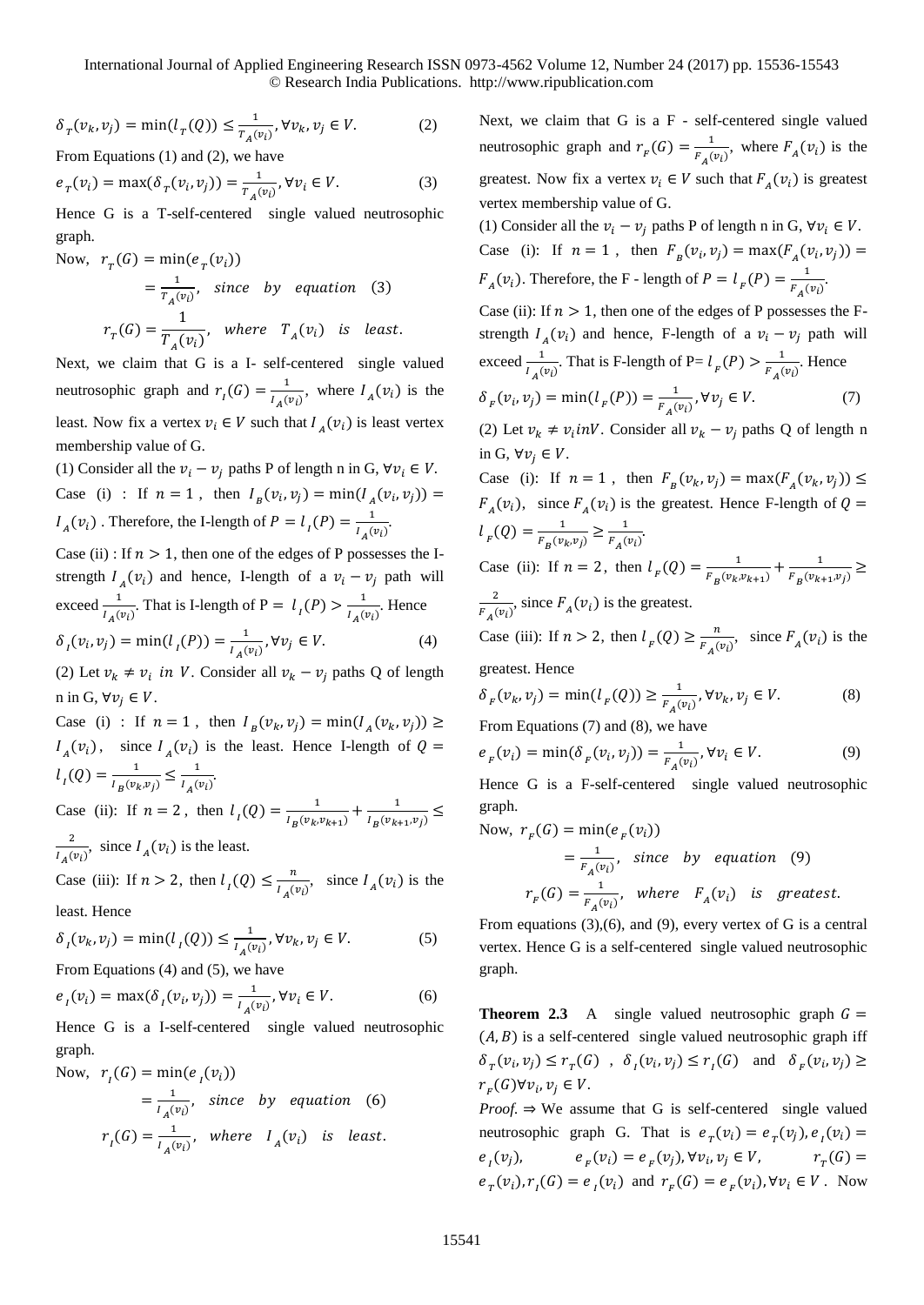$$\delta_T(v_k, v_j) = \min(l_T(Q)) \leq \frac{1}{T_A(v_i)}, \forall v_k, v_j \in V. \quad (2)$$

From Equations (1) and (2), we have

$$e_T(v_i) = \max(\delta_T(v_i, v_j)) = \frac{1}{T_A(v_i)}, \forall v_i \in V. \quad (3)$$

Hence G is a T-self-centered single valued neutrosophic graph.

Now, $r_T(G) = \min(e_T(v_i))$

$$= \frac{1}{T_A(v_i)}, \quad since \ by \ equation \ (3)$$

$$r_T(G) = \frac{1}{T_A(v_i)}, \quad where \ T_A(v_i) \ is \ least.$$

Next, we claim that G is a I- self-centered single valued neutrosophic graph and $r_I(G) = \frac{1}{I_A(v_i)}$, where $I_A(v_i)$ is the least. Now fix a vertex $v_i \in V$ such that $I_A(v_i)$ is least vertex membership value of G.

(1) Consider all the $v_i - v_j$ paths P of length n in G, $\forall v_i \in V$.

Case (i) : If $n = 1$, then $I_B(v_i, v_j) = \min(I_A(v_i, v_j)) = I_A(v_i)$ . Therefore, the I-length of $P = l_I(P) = \frac{1}{I_A(v_i)}$.

Case (ii) : If $n > 1$, then one of the edges of P possesses the I-strength $I_A(v_i)$ and hence, I-length of a $v_i - v_j$ path will exceed $\frac{1}{I_A(v_i)}$. That is I-length of P $= l_I(P) > \frac{1}{I_A(v_i)}$. Hence

$$\delta_I(v_i, v_j) = \min(l_I(P)) = \frac{1}{I_A(v_i)}, \forall v_j \in V. \quad (4)$$

(2) Let $v_k \neq v_i$ in $V$. Consider all $v_k - v_j$ paths Q of length n in G, $\forall v_j \in V$.

Case (i) : If $n = 1$, then $I_B(v_k, v_j) = \min(I_A(v_k, v_j)) \geq I_A(v_i)$, since $I_A(v_i)$ is the least. Hence I-length of $Q = l_I(Q) = \frac{1}{I_B(v_k, v_j)} \leq \frac{1}{I_A(v_i)}$.

Case (ii): If $n = 2$, then $l_I(Q) = \frac{1}{I_B(v_k, v_{k+1})} + \frac{1}{I_B(v_{k+1}, v_j)} \leq \frac{2}{I_A(v_i)}$, since $I_A(v_i)$ is the least.

Case (iii): If $n > 2$, then $l_I(Q) \leq \frac{n}{I_A(v_i)}$, since $I_A(v_i)$ is the least. Hence

$$\delta_I(v_k, v_j) = \min(l_I(Q)) \leq \frac{1}{I_A(v_i)}, \forall v_k, v_j \in V. \quad (5)$$

From Equations (4) and (5), we have

$$e_I(v_i) = \max(\delta_I(v_i, v_j)) = \frac{1}{I_A(v_i)}, \forall v_i \in V. \quad (6)$$

Hence G is a I-self-centered single valued neutrosophic graph.

Now, $r_I(G) = \min(e_I(v_i))$

$$= \frac{1}{I_A(v_i)}, \quad since \ by \ equation \ (6)$$

$$r_I(G) = \frac{1}{I_A(v_i)}, \quad where \ I_A(v_i) \ is \ least.$$

Next, we claim that G is a F - self-centered single valued neutrosophic graph and $r_F(G) = \frac{1}{F_A(v_i)}$, where $F_A(v_i)$ is the greatest. Now fix a vertex $v_i \in V$ such that $F_A(v_i)$ is greatest vertex membership value of G.

(1) Consider all the $v_i - v_j$ paths P of length n in G, $\forall v_i \in V$.

Case (i): If $n = 1$, then $F_B(v_i, v_j) = \max(F_A(v_i, v_j)) = F_A(v_i)$. Therefore, the F - length of $P = l_F(P) = \frac{1}{F_A(v_i)}$.

Case (ii): If $n > 1$, then one of the edges of P possesses the F-strength $I_A(v_i)$ and hence, F-length of a $v_i - v_j$ path will exceed $\frac{1}{I_A(v_i)}$. That is F-length of P$= l_F(P) > \frac{1}{F_A(v_i)}$. Hence

$$\delta_F(v_i, v_j) = \min(l_F(P)) = \frac{1}{F_A(v_i)}, \forall v_j \in V. \quad (7)$$

(2) Let $v_k \neq v_i inV$. Consider all $v_k - v_j$ paths Q of length n in G, $\forall v_j \in V$.

Case (i): If $n = 1$, then $F_B(v_k, v_j) = \max(F_A(v_k, v_j)) \leq F_A(v_i)$, since $F_A(v_i)$ is the greatest. Hence F-length of $Q = l_F(Q) = \frac{1}{F_B(v_k, v_j)} \geq \frac{1}{F_A(v_i)}$.

Case (ii): If $n = 2$, then $l_F(Q) = \frac{1}{F_B(v_k, v_{k+1})} + \frac{1}{F_B(v_{k+1}, v_j)} \geq \frac{2}{F_A(v_i)}$, since $F_A(v_i)$ is the greatest.

Case (iii): If $n > 2$, then $l_F(Q) \geq \frac{n}{F_A(v_i)}$, since $F_A(v_i)$ is the greatest. Hence

$$\delta_F(v_k, v_j) = \min(l_F(Q)) \geq \frac{1}{F_A(v_i)}, \forall v_k, v_j \in V. \quad (8)$$

From Equations (7) and (8), we have

$$e_F(v_i) = \min(\delta_F(v_i, v_j)) = \frac{1}{F_A(v_i)}, \forall v_i \in V. \quad (9)$$

Hence G is a F-self-centered single valued neutrosophic graph.

Now, $r_F(G) = \min(e_F(v_i))$

$$= \frac{1}{F_A(v_i)}, \quad since \ by \ equation \ (9)$$

$$r_F(G) = \frac{1}{F_A(v_i)}, \quad where \ F_A(v_i) \ is \ greatest.$$

From equations (3),(6), and (9), every vertex of G is a central vertex. Hence G is a self-centered single valued neutrosophic graph.

**Theorem 2.3** A single valued neutrosophic graph $G = (A, B)$ is a self-centered single valued neutrosophic graph iff $\delta_T(v_i, v_j) \leq r_T(G)$ , $\delta_I(v_i, v_j) \leq r_I(G)$ and $\delta_F(v_i, v_j) \geq r_F(G) \forall v_i, v_j \in V$.

*Proof.* ⇒ We assume that G is self-centered single valued neutrosophic graph G. That is $e_T(v_i) = e_T(v_j), e_I(v_i) = e_I(v_j)$, $e_F(v_i) = e_F(v_j), \forall v_i, v_j \in V$, $r_T(G) = e_T(v_i), r_I(G) = e_I(v_i)$ and $r_F(G) = e_F(v_i), \forall v_i \in V$. Now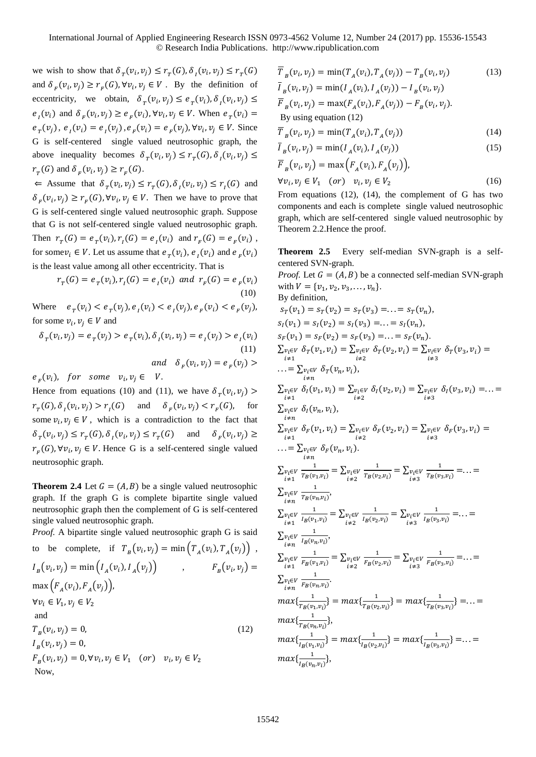we wish to show that $\delta_T(v_i, v_j) \leq r_T(G), \delta_I(v_i, v_j) \leq r_T(G)$ and $\delta_F(v_i, v_j) \geq r_F(G), \forall v_i, v_j \in V$. By the definition of eccentricity, we obtain, $\delta_T(v_i, v_j) \leq e_T(v_i), \delta_I(v_i, v_j) \leq e_I(v_i)$ and $\delta_F(v_i, v_j) \geq e_F(v_i), \forall v_i, v_j \in V$. When $e_T(v_i) = e_T(v_j)$, $e_I(v_i) = e_I(v_j)$, $e_F(v_i) = e_F(v_j), \forall v_i, v_j \in V$. Since G is self-centered single valued neutrosophic graph, the above inequality becomes $\delta_T(v_i, v_j) \leq r_T(G), \delta_I(v_i, v_j) \leq r_T(G)$ and $\delta_F(v_i, v_j) \geq r_F(G)$.

$\Leftarrow$ Assume that $\delta_T(v_i, v_j) \leq r_T(G), \delta_I(v_i, v_j) \leq r_I(G)$ and $\delta_F(v_i, v_j) \geq r_F(G), \forall v_i, v_j \in V$. Then we have to prove that G is self-centered single valued neutrosophic graph. Suppose that G is not self-centered single valued neutrosophic graph. Then $r_T(G) = e_T(v_i), r_I(G) = e_I(v_i)$ and $r_F(G) = e_F(v_i)$, for some $v_i \in V$. Let us assume that $e_T(v_i)$, $e_I(v_i)$ and $e_F(v_i)$ is the least value among all other eccentricity. That is

$$r_T(G) = e_T(v_i), r_I(G) = e_I(v_i) \ and \ r_F(G) = e_F(v_i) \tag{10}$$

Where $e_T(v_i) < e_T(v_j), e_I(v_i) < e_I(v_j), e_F(v_i) < e_F(v_j)$, for some $v_i, v_j \in V$ and

$$\delta_T(v_i, v_j) = e_T(v_j) > e_T(v_i), \delta_I(v_i, v_j) = e_I(v_j) > e_I(v_i) \tag{11}$$

$$and \quad \delta_F(v_i, v_j) = e_F(v_j) > e_F(v_i), \quad for \quad some \quad v_i, v_j \in \quad V.$$

Hence from equations (10) and (11), we have $\delta_T(v_i, v_j) > r_T(G), \delta_I(v_i, v_j) > r_I(G)$ and $\delta_F(v_i, v_j) < r_F(G)$, for some $v_i, v_j \in V$, which is a contradiction to the fact that $\delta_T(v_i, v_j) \leq r_T(G), \delta_I(v_i, v_j) \leq r_T(G)$ and $\delta_F(v_i, v_j) \geq r_F(G), \forall v_i, v_j \in V$. Hence G is a self-centered single valued neutrosophic graph.

**Theorem 2.4** Let $G = (A, B)$ be a single valued neutrosophic graph. If the graph G is complete bipartite single valued neutrosophic graph then the complement of G is self-centered single valued neutrosophic graph.

*Proof.* A bipartite single valued neutrosophic graph G is said to be complete, if $T_B(v_i, v_j) = \min\left(T_A(v_i), T_A(v_j)\right)$, $I_B(v_i, v_j) = \min\left(I_A(v_i), I_A(v_j)\right)$, $F_B(v_i, v_j) = \max\left(F_A(v_i), F_A(v_j)\right)$,

$\forall v_i \in V_1, v_j \in V_2$

and

$$T_B(v_i, v_j) = 0, \tag{12}$$

$$I_B(v_i, v_j) = 0,$$

$$F_B(v_i, v_j) = 0, \forall v_i, v_j \in V_1 \quad (or) \quad v_i, v_j \in V_2$$

Now,

$$\overline{T}_B(v_i, v_j) = \min(T_A(v_i), T_A(v_j)) - T_B(v_i, v_j) \tag{13}$$

$$\overline{I}_B(v_i, v_j) = \min(I_A(v_i), I_A(v_j)) - I_B(v_i, v_j)$$

$$\overline{F}_B(v_i, v_j) = \max(F_A(v_i), F_A(v_j)) - F_B(v_i, v_j).$$

By using equation (12)

$$\overline{T}_B(v_i, v_j) = \min(T_A(v_i), T_A(v_j)) \tag{14}$$

$$\overline{I}_B(v_i, v_j) = \min(I_A(v_i), I_A(v_j)) \tag{15}$$

$$\overline{F}_B(v_i, v_j) = \max\left(F_A(v_i), F_A(v_j)\right),$$

$$\forall v_i, v_j \in V_1 \quad (or) \quad v_i, v_j \in V_2 \tag{16}$$

From equations (12), (14), the complement of G has two components and each is complete single valued neutrosophic graph, which are self-centered single valued neutrosophic by Theorem 2.2.Hence the proof.

**Theorem 2.5** Every self-median SVN-graph is a self-centered SVN-graph.

*Proof.* Let $G = (A, B)$ be a connected self-median SVN-graph with $V = \{v_1, v_2, v_3, \ldots, v_n\}$.

By definition,

$s_T(v_1) = s_T(v_2) = s_T(v_3) = \ldots = s_T(v_n)$,

$s_I(v_1) = s_I(v_2) = s_I(v_3) = \ldots = s_I(v_n)$,

$s_F(v_1) = s_F(v_2) = s_F(v_3) = \ldots = s_F(v_n)$.

$\sum_{\substack{v_i \in V \\ i \neq 1}} \delta_T(v_1, v_i) = \sum_{\substack{v_i \in V \\ i \neq 2}} \delta_T(v_2, v_i) = \sum_{\substack{v_i \in V \\ i \neq 3}} \delta_T(v_3, v_i) = \ldots = \sum_{\substack{v_i \in V \\ i \neq n}} \delta_T(v_n, v_i)$,

$\sum_{\substack{v_i \in V \\ i \neq 1}} \delta_I(v_1, v_i) = \sum_{\substack{v_i \in V \\ i \neq 2}} \delta_I(v_2, v_i) = \sum_{\substack{v_i \in V \\ i \neq 3}} \delta_I(v_3, v_i) = \ldots = \sum_{\substack{v_i \in V \\ i \neq n}} \delta_I(v_n, v_i)$,

$\sum_{\substack{v_i \in V \\ i \neq 1}} \delta_F(v_1, v_i) = \sum_{\substack{v_i \in V \\ i \neq 2}} \delta_F(v_2, v_i) = \sum_{\substack{v_i \in V \\ i \neq 3}} \delta_F(v_3, v_i) = \ldots = \sum_{\substack{v_i \in V \\ i \neq n}} \delta_F(v_n, v_i)$.

$\sum_{\substack{v_i \in V \\ i \neq 1}} \frac{1}{T_B(v_1, v_i)} = \sum_{\substack{v_i \in V \\ i \neq 2}} \frac{1}{T_B(v_2, v_i)} = \sum_{\substack{v_i \in V \\ i \neq 3}} \frac{1}{T_B(v_3, v_i)} = \ldots = \sum_{\substack{v_i \in V \\ i \neq n}} \frac{1}{T_B(v_n, v_i)}$,

$\sum_{\substack{v_i \in V \\ i \neq 1}} \frac{1}{I_B(v_1, v_i)} = \sum_{\substack{v_i \in V \\ i \neq 2}} \frac{1}{I_B(v_2, v_i)} = \sum_{\substack{v_i \in V \\ i \neq 3}} \frac{1}{I_B(v_3, v_i)} = \ldots = \sum_{\substack{v_i \in V \\ i \neq n}} \frac{1}{I_B(v_n, v_i)}$,

$\sum_{\substack{v_i \in V \\ i \neq 1}} \frac{1}{F_B(v_1, v_i)} = \sum_{\substack{v_i \in V \\ i \neq 2}} \frac{1}{F_B(v_2, v_i)} = \sum_{\substack{v_i \in V \\ i \neq 3}} \frac{1}{F_B(v_3, v_i)} = \ldots = \sum_{\substack{v_i \in V \\ i \neq n}} \frac{1}{F_B(v_n, v_i)}$.

$max\{\frac{1}{T_B(v_1, v_i)}\} = max\{\frac{1}{T_B(v_2, v_i)}\} = max\{\frac{1}{T_B(v_3, v_i)}\} = \ldots = max\{\frac{1}{T_B(v_n, v_i)}\}$,

$max\{\frac{1}{I_B(v_1, v_i)}\} = max\{\frac{1}{I_B(v_2, v_i)}\} = max\{\frac{1}{I_B(v_3, v_i)}\} = \ldots = max\{\frac{1}{I_B(v_n, v_i)}\}$,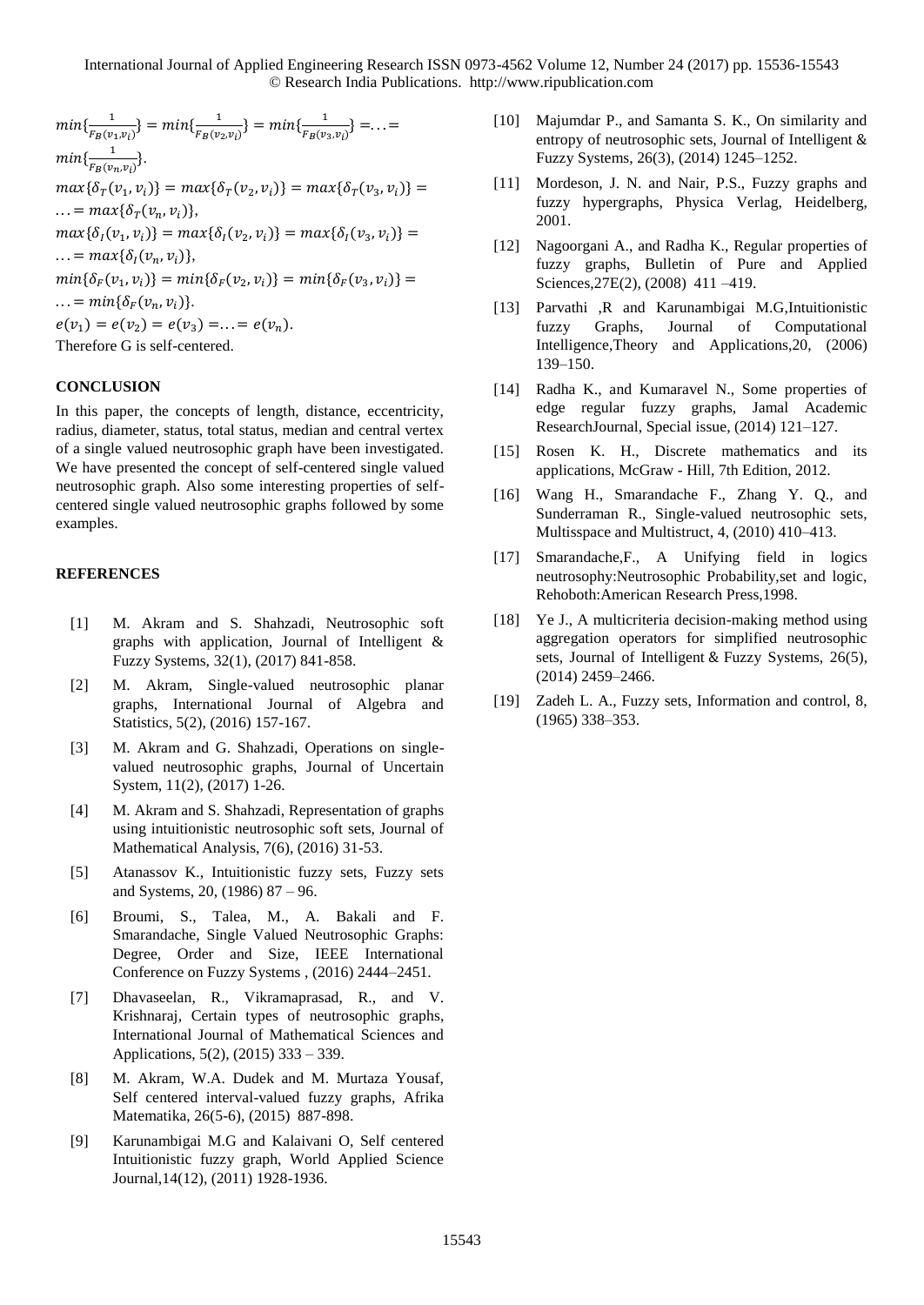$min\{\frac{1}{F_B(v_1,v_i)}\} = min\{\frac{1}{F_B(v_2,v_i)}\} = min\{\frac{1}{F_B(v_3,v_i)}\} = \ldots =$
$min\{\frac{1}{F_B(v_n,v_i)}\}$.

$max\{\delta_T(v_1, v_i)\} = max\{\delta_T(v_2, v_i)\} = max\{\delta_T(v_3, v_i)\} =$
$\ldots = max\{\delta_T(v_n, v_i)\}$,

$max\{\delta_I(v_1, v_i)\} = max\{\delta_I(v_2, v_i)\} = max\{\delta_I(v_3, v_i)\} =$
$\ldots = max\{\delta_I(v_n, v_i)\}$,

$min\{\delta_F(v_1, v_i)\} = min\{\delta_F(v_2, v_i)\} = min\{\delta_F(v_3, v_i)\} =$
$\ldots = min\{\delta_F(v_n, v_i)\}$.

$e(v_1) = e(v_2) = e(v_3) = \ldots = e(v_n)$.

Therefore G is self-centered.

## CONCLUSION

In this paper, the concepts of length, distance, eccentricity, radius, diameter, status, total status, median and central vertex of a single valued neutrosophic graph have been investigated. We have presented the concept of self-centered single valued neutrosophic graph. Also some interesting properties of self-centered single valued neutrosophic graphs followed by some examples.

## REFERENCES

[1] M. Akram and S. Shahzadi, Neutrosophic soft graphs with application, Journal of Intelligent & Fuzzy Systems, 32(1), (2017) 841-858.

[2] M. Akram, Single-valued neutrosophic planar graphs, International Journal of Algebra and Statistics, 5(2), (2016) 157-167.

[3] M. Akram and G. Shahzadi, Operations on single-valued neutrosophic graphs, Journal of Uncertain System, 11(2), (2017) 1-26.

[4] M. Akram and S. Shahzadi, Representation of graphs using intuitionistic neutrosophic soft sets, Journal of Mathematical Analysis, 7(6), (2016) 31-53.

[5] Atanassov K., Intuitionistic fuzzy sets, Fuzzy sets and Systems, 20, (1986) 87 – 96.

[6] Broumi, S., Talea, M., A. Bakali and F. Smarandache, Single Valued Neutrosophic Graphs: Degree, Order and Size, IEEE International Conference on Fuzzy Systems , (2016) 2444–2451.

[7] Dhavaseelan, R., Vikramaprasad, R., and V. Krishnaraj, Certain types of neutrosophic graphs, International Journal of Mathematical Sciences and Applications, 5(2), (2015) 333 – 339.

[8] M. Akram, W.A. Dudek and M. Murtaza Yousaf, Self centered interval-valued fuzzy graphs, Afrika Matematika, 26(5-6), (2015) 887-898.

[9] Karunambigai M.G and Kalaivani O, Self centered Intuitionistic fuzzy graph, World Applied Science Journal,14(12), (2011) 1928-1936.

[10] Majumdar P., and Samanta S. K., On similarity and entropy of neutrosophic sets, Journal of Intelligent & Fuzzy Systems, 26(3), (2014) 1245–1252.

[11] Mordeson, J. N. and Nair, P.S., Fuzzy graphs and fuzzy hypergraphs, Physica Verlag, Heidelberg, 2001.

[12] Nagoorgani A., and Radha K., Regular properties of fuzzy graphs, Bulletin of Pure and Applied Sciences,27E(2), (2008) 411 –419.

[13] Parvathi ,R and Karunambigai M.G,Intuitionistic fuzzy Graphs, Journal of Computational Intelligence,Theory and Applications,20, (2006) 139–150.

[14] Radha K., and Kumaravel N., Some properties of edge regular fuzzy graphs, Jamal Academic ResearchJournal, Special issue, (2014) 121–127.

[15] Rosen K. H., Discrete mathematics and its applications, McGraw - Hill, 7th Edition, 2012.

[16] Wang H., Smarandache F., Zhang Y. Q., and Sunderraman R., Single-valued neutrosophic sets, Multisspace and Multistruct, 4, (2010) 410–413.

[17] Smarandache,F., A Unifying field in logics neutrosophy:Neutrosophic Probability,set and logic, Rehoboth:American Research Press,1998.

[18] Ye J., A multicriteria decision-making method using aggregation operators for simplified neutrosophic sets, Journal of Intelligent & Fuzzy Systems, 26(5), (2014) 2459–2466.

[19] Zadeh L. A., Fuzzy sets, Information and control, 8, (1965) 338–353.